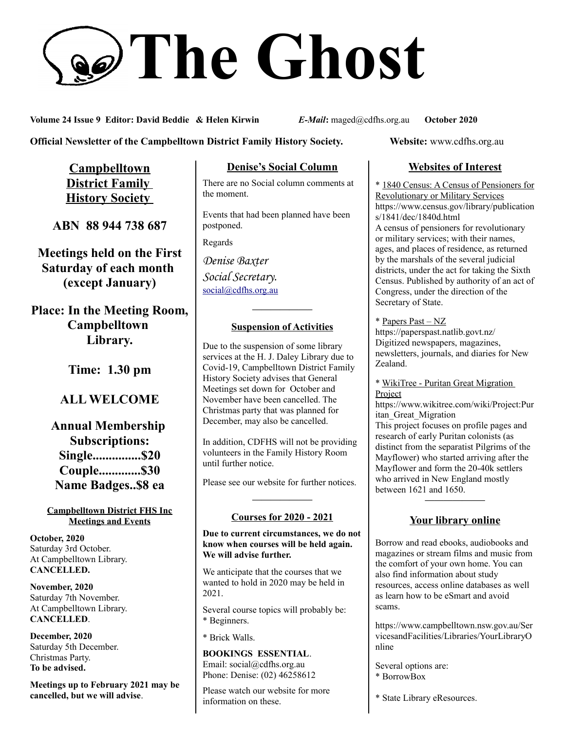# The Ghost

**Volume 24 Issue 9 Editor: David Beddie & Helen Kirwin** *E-Mail***:** maged@cdfhs.org.au **October 2020**

**Official Newsletter of the Campbelltown District Family History Society.** **Website:** www.cdfhs.org.au

## Campbelltown District Family History Society

**ABN 88 944 738 687**

**Meetings held on the First Saturday of each month (except January)**

**Place: In the Meeting Room, Campbelltown Library.**

**Time: 1.30 pm**

**ALL WELCOME**

**Annual Membership Subscriptions:**
**Single...............$20**
**Couple.............$30**
**Name Badges..$8 ea**

### Campbelltown District FHS Inc Meetings and Events

**October, 2020**
Saturday 3rd October.
At Campbelltown Library.
**CANCELLED.**

**November, 2020**
Saturday 7th November.
At Campbelltown Library.
**CANCELLED**.

**December, 2020**
Saturday 5th December.
Christmas Party.
**To be advised.**

**Meetings up to February 2021 may be cancelled, but we will advise**.

## Denise's Social Column

There are no Social column comments at the moment.

Events that had been planned have been postponed.

Regards

*Denise Baxter*
*Social Secretary.*
social@cdfhs.org.au

---

### Suspension of Activities

Due to the suspension of some library services at the H. J. Daley Library due to Covid-19, Campbelltown District Family History Society advises that General Meetings set down for October and November have been cancelled. The Christmas party that was planned for December, may also be cancelled.

In addition, CDFHS will not be providing volunteers in the Family History Room until further notice.

Please see our website for further notices.

---

### Courses for 2020 - 2021

**Due to current circumstances, we do not know when courses will be held again. We will advise further.**

We anticipate that the courses that we wanted to hold in 2020 may be held in 2021.

Several course topics will probably be:
* Beginners.

* Brick Walls.

**BOOKINGS ESSENTIAL**.
Email: social@cdfhs.org.au
Phone: Denise: (02) 46258612

Please watch our website for more information on these.

## Websites of Interest

* 1840 Census: A Census of Pensioners for Revolutionary or Military Services
https://www.census.gov/library/publications/1841/dec/1840d.html
A census of pensioners for revolutionary or military services; with their names, ages, and places of residence, as returned by the marshals of the several judicial districts, under the act for taking the Sixth Census. Published by authority of an act of Congress, under the direction of the Secretary of State.

* Papers Past – NZ
https://paperspast.natlib.govt.nz/
Digitized newspapers, magazines, newsletters, journals, and diaries for New Zealand.

* WikiTree - Puritan Great Migration Project
https://www.wikitree.com/wiki/Project:Puritan_Great_Migration
This project focuses on profile pages and research of early Puritan colonists (as distinct from the separatist Pilgrims of the Mayflower) who started arriving after the Mayflower and form the 20-40k settlers who arrived in New England mostly between 1621 and 1650.

---

## Your library online

Borrow and read ebooks, audiobooks and magazines or stream films and music from the comfort of your own home. You can also find information about study resources, access online databases as well as learn how to be eSmart and avoid scams.

https://www.campbelltown.nsw.gov.au/ServicesandFacilities/Libraries/YourLibraryOnline

Several options are:
* BorrowBox

* State Library eResources.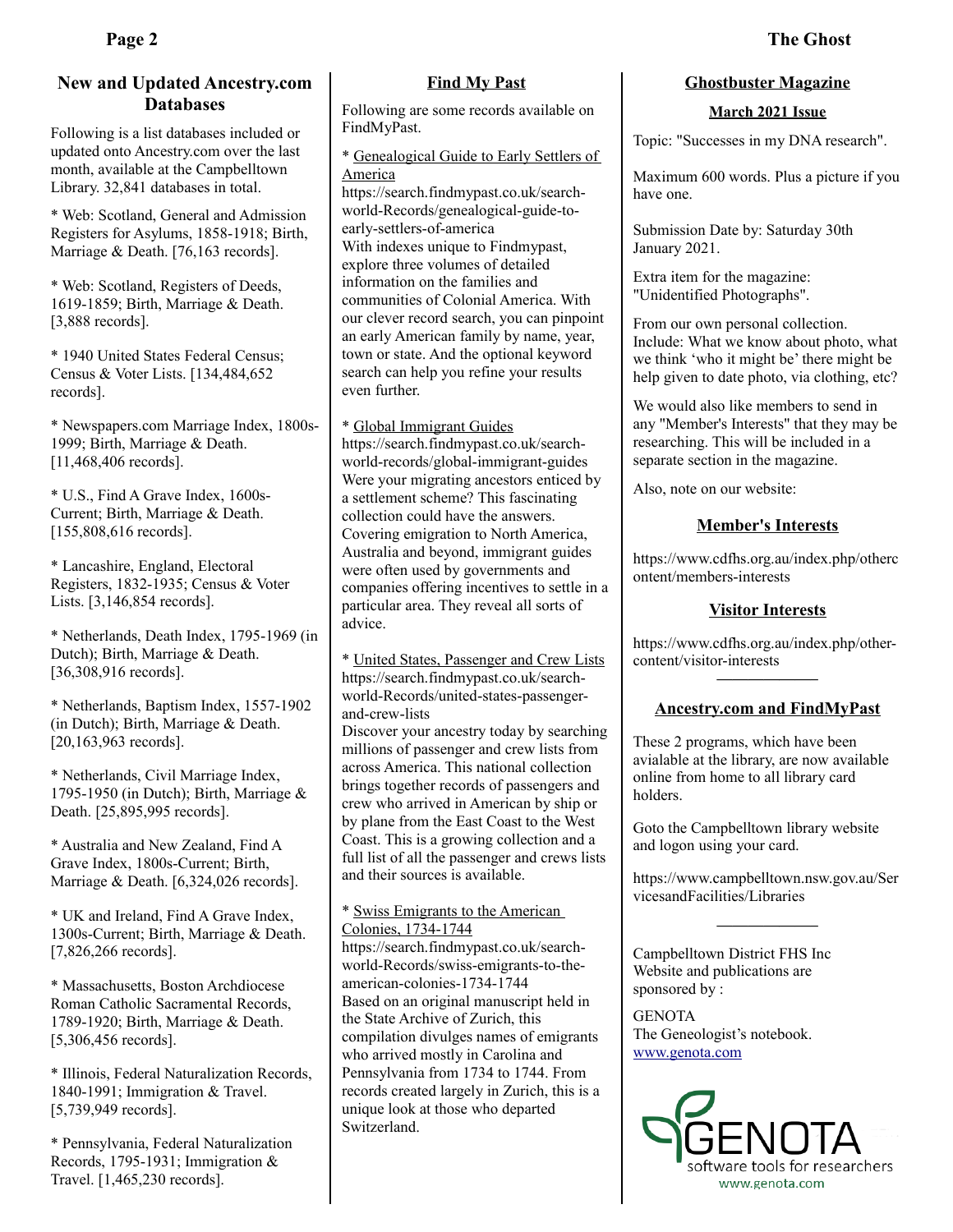## New and Updated Ancestry.com Databases

Following is a list databases included or updated onto Ancestry.com over the last month, available at the Campbelltown Library. 32,841 databases in total.

* Web: Scotland, General and Admission Registers for Asylums, 1858-1918; Birth, Marriage & Death. [76,163 records].

* Web: Scotland, Registers of Deeds, 1619-1859; Birth, Marriage & Death. [3,888 records].

* 1940 United States Federal Census; Census & Voter Lists. [134,484,652 records].

* Newspapers.com Marriage Index, 1800s-1999; Birth, Marriage & Death. [11,468,406 records].

* U.S., Find A Grave Index, 1600s-Current; Birth, Marriage & Death. [155,808,616 records].

* Lancashire, England, Electoral Registers, 1832-1935; Census & Voter Lists. [3,146,854 records].

* Netherlands, Death Index, 1795-1969 (in Dutch); Birth, Marriage & Death. [36,308,916 records].

* Netherlands, Baptism Index, 1557-1902 (in Dutch); Birth, Marriage & Death. [20,163,963 records].

* Netherlands, Civil Marriage Index, 1795-1950 (in Dutch); Birth, Marriage & Death. [25,895,995 records].

* Australia and New Zealand, Find A Grave Index, 1800s-Current; Birth, Marriage & Death. [6,324,026 records].

* UK and Ireland, Find A Grave Index, 1300s-Current; Birth, Marriage & Death. [7,826,266 records].

* Massachusetts, Boston Archdiocese Roman Catholic Sacramental Records, 1789-1920; Birth, Marriage & Death. [5,306,456 records].

* Illinois, Federal Naturalization Records, 1840-1991; Immigration & Travel. [5,739,949 records].

* Pennsylvania, Federal Naturalization Records, 1795-1931; Immigration & Travel. [1,465,230 records].

## Find My Past

Following are some records available on FindMyPast.

* Genealogical Guide to Early Settlers of America
https://search.findmypast.co.uk/search-world-Records/genealogical-guide-to-early-settlers-of-america
With indexes unique to Findmypast, explore three volumes of detailed information on the families and communities of Colonial America. With our clever record search, you can pinpoint an early American family by name, year, town or state. And the optional keyword search can help you refine your results even further.

* Global Immigrant Guides
https://search.findmypast.co.uk/search-world-records/global-immigrant-guides
Were your migrating ancestors enticed by a settlement scheme? This fascinating collection could have the answers. Covering emigration to North America, Australia and beyond, immigrant guides were often used by governments and companies offering incentives to settle in a particular area. They reveal all sorts of advice.

* United States, Passenger and Crew Lists
https://search.findmypast.co.uk/search-world-Records/united-states-passenger-and-crew-lists
Discover your ancestry today by searching millions of passenger and crew lists from across America. This national collection brings together records of passengers and crew who arrived in American by ship or by plane from the East Coast to the West Coast. This is a growing collection and a full list of all the passenger and crews lists and their sources is available.

* Swiss Emigrants to the American Colonies, 1734-1744
https://search.findmypast.co.uk/search-world-Records/swiss-emigrants-to-the-american-colonies-1734-1744
Based on an original manuscript held in the State Archive of Zurich, this compilation divulges names of emigrants who arrived mostly in Carolina and Pennsylvania from 1734 to 1744. From records created largely in Zurich, this is a unique look at those who departed Switzerland.

## Ghostbuster Magazine

### March 2021 Issue

Topic: "Successes in my DNA research".

Maximum 600 words. Plus a picture if you have one.

Submission Date by: Saturday 30th January 2021.

Extra item for the magazine: "Unidentified Photographs".

From our own personal collection. Include: What we know about photo, what we think 'who it might be' there might be help given to date photo, via clothing, etc?

We would also like members to send in any "Member's Interests" that they may be researching. This will be included in a separate section in the magazine.

Also, note on our website:

### Member's Interests

https://www.cdfhs.org.au/index.php/othercontent/members-interests

### Visitor Interests

https://www.cdfhs.org.au/index.php/other-content/visitor-interests

---

## Ancestry.com and FindMyPast

These 2 programs, which have been avialable at the library, are now available online from home to all library card holders.

Goto the Campbelltown library website and logon using your card.

https://www.campbelltown.nsw.gov.au/ServicesandFacilities/Libraries

---

Campbelltown District FHS Inc Website and publications are sponsored by :

GENOTA
The Geneologist's notebook.
www.genota.com

GENOTA
software tools for researchers
www.genota.com